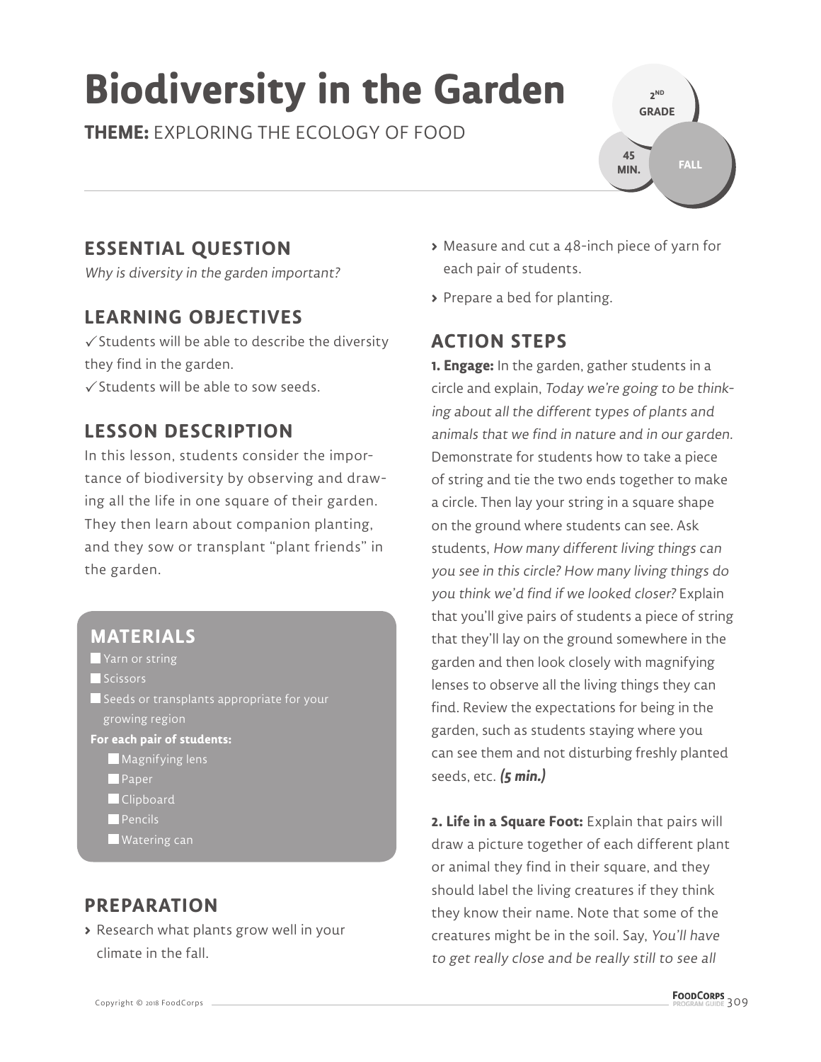# Biodiversity in the Garden

**THEME:** EXPLORING THE ECOLOGY OF FOOD

2ND GRADE | 45 MIN. | FALL

## ESSENTIAL QUESTION

*Why is diversity in the garden important?*

## LEARNING OBJECTIVES

✓ Students will be able to describe the diversity they find in the garden.
✓ Students will be able to sow seeds.

## LESSON DESCRIPTION

In this lesson, students consider the importance of biodiversity by observing and drawing all the life in one square of their garden. They then learn about companion planting, and they sow or transplant "plant friends" in the garden.

## MATERIALS

- Yarn or string
- Scissors
- Seeds or transplants appropriate for your growing region

**For each pair of students:**

- Magnifying lens
- Paper
- Clipboard
- Pencils
- Watering can

## PREPARATION

- Research what plants grow well in your climate in the fall.
- Measure and cut a 48-inch piece of yarn for each pair of students.
- Prepare a bed for planting.

## ACTION STEPS

**1. Engage:** In the garden, gather students in a circle and explain, *Today we're going to be thinking about all the different types of plants and animals that we find in nature and in our garden.* Demonstrate for students how to take a piece of string and tie the two ends together to make a circle. Then lay your string in a square shape on the ground where students can see. Ask students, *How many different living things can you see in this circle? How many living things do you think we'd find if we looked closer?* Explain that you'll give pairs of students a piece of string that they'll lay on the ground somewhere in the garden and then look closely with magnifying lenses to observe all the living things they can find. Review the expectations for being in the garden, such as students staying where you can see them and not disturbing freshly planted seeds, etc. ***(5 min.)***

**2. Life in a Square Foot:** Explain that pairs will draw a picture together of each different plant or animal they find in their square, and they should label the living creatures if they think they know their name. Note that some of the creatures might be in the soil. Say, *You'll have to get really close and be really still to see all*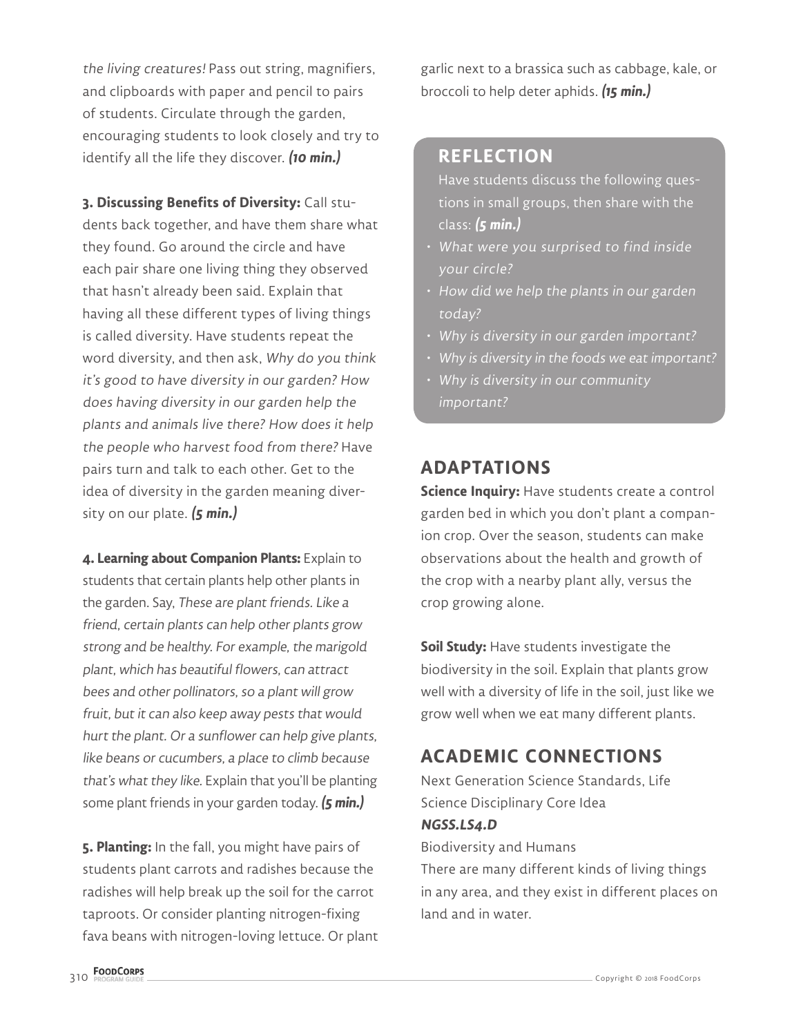*the living creatures!* Pass out string, magnifiers, and clipboards with paper and pencil to pairs of students. Circulate through the garden, encouraging students to look closely and try to identify all the life they discover. ***(10 min.)***

**3. Discussing Benefits of Diversity:** Call students back together, and have them share what they found. Go around the circle and have each pair share one living thing they observed that hasn't already been said. Explain that having all these different types of living things is called diversity. Have students repeat the word diversity, and then ask, *Why do you think it's good to have diversity in our garden? How does having diversity in our garden help the plants and animals live there? How does it help the people who harvest food from there?* Have pairs turn and talk to each other. Get to the idea of diversity in the garden meaning diversity on our plate. ***(5 min.)***

**4. Learning about Companion Plants:** Explain to students that certain plants help other plants in the garden. Say, *These are plant friends. Like a friend, certain plants can help other plants grow strong and be healthy. For example, the marigold plant, which has beautiful flowers, can attract bees and other pollinators, so a plant will grow fruit, but it can also keep away pests that would hurt the plant. Or a sunflower can help give plants, like beans or cucumbers, a place to climb because that's what they like.* Explain that you'll be planting some plant friends in your garden today. ***(5 min.)***

**5. Planting:** In the fall, you might have pairs of students plant carrots and radishes because the radishes will help break up the soil for the carrot taproots. Or consider planting nitrogen-fixing fava beans with nitrogen-loving lettuce. Or plant garlic next to a brassica such as cabbage, kale, or broccoli to help deter aphids. ***(15 min.)***

## REFLECTION

Have students discuss the following questions in small groups, then share with the class: ***(5 min.)***

- *What were you surprised to find inside your circle?*
- *How did we help the plants in our garden today?*
- *Why is diversity in our garden important?*
- *Why is diversity in the foods we eat important?*
- *Why is diversity in our community important?*

## ADAPTATIONS

**Science Inquiry:** Have students create a control garden bed in which you don't plant a companion crop. Over the season, students can make observations about the health and growth of the crop with a nearby plant ally, versus the crop growing alone.

**Soil Study:** Have students investigate the biodiversity in the soil. Explain that plants grow well with a diversity of life in the soil, just like we grow well when we eat many different plants.

## ACADEMIC CONNECTIONS

Next Generation Science Standards, Life Science Disciplinary Core Idea

***NGSS.LS4.D***

Biodiversity and Humans

There are many different kinds of living things in any area, and they exist in different places on land and in water.